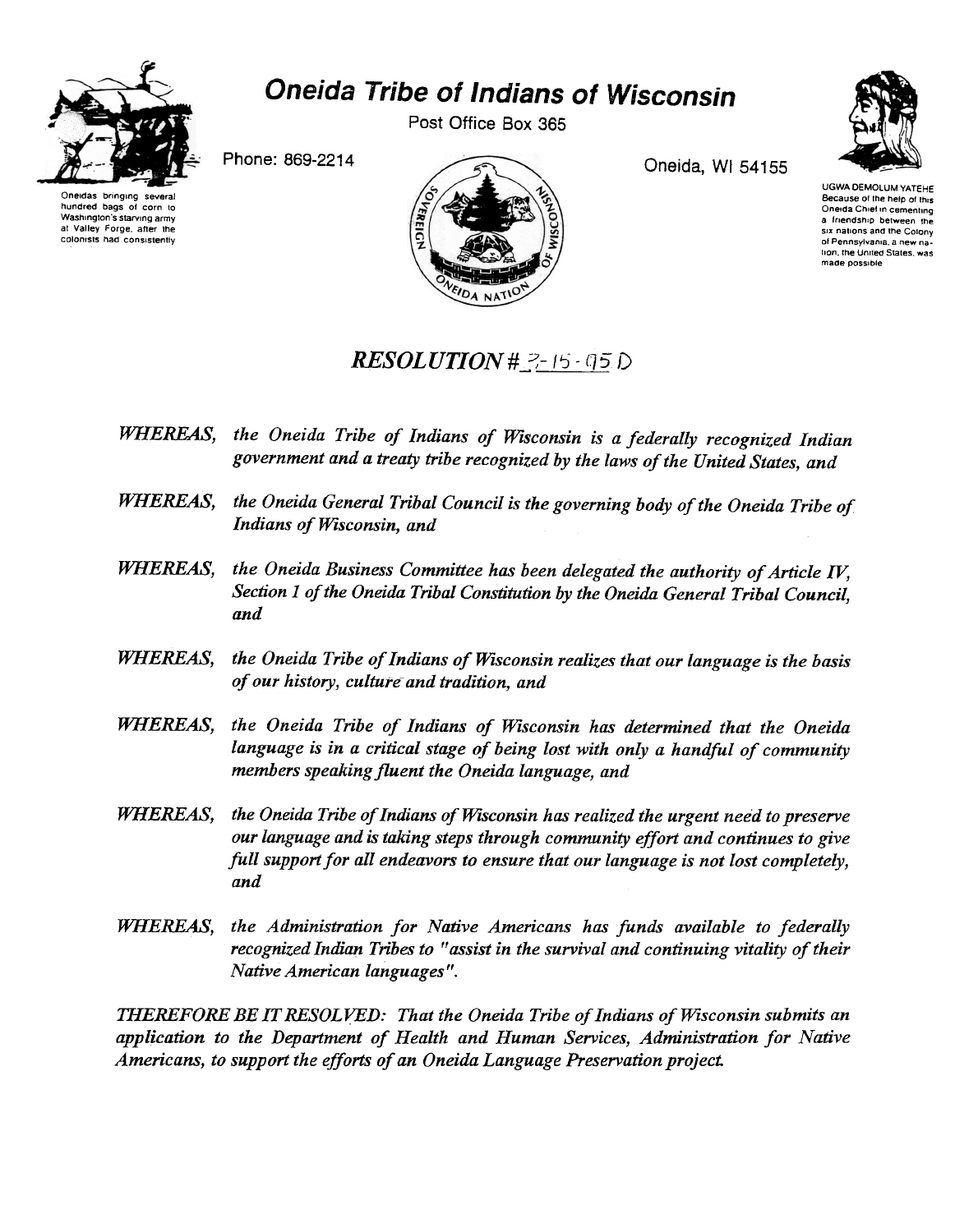# Oneida Tribe of Indians of Wisconsin

Post Office Box 365

Phone: 869-2214

Oneida, WI 54155

Oneidas bringing several hundred bags of corn to Washington's starving army at Valley Forge, after the colonists had consistently

UGWA DEMOLUM YATEHE
Because of the help of this Oneida Chief in cementing a friendship between the six nations and the Colony of Pennsylvania, a new nation, the United States, was made possible

SOVEREIGN ONEIDA NATION OF WISCONSIN

## *RESOLUTION # 3-15-95 D*

*WHEREAS, the Oneida Tribe of Indians of Wisconsin is a federally recognized Indian government and a treaty tribe recognized by the laws of the United States, and*

*WHEREAS, the Oneida General Tribal Council is the governing body of the Oneida Tribe of Indians of Wisconsin, and*

*WHEREAS, the Oneida Business Committee has been delegated the authority of Article IV, Section 1 of the Oneida Tribal Constitution by the Oneida General Tribal Council, and*

*WHEREAS, the Oneida Tribe of Indians of Wisconsin realizes that our language is the basis of our history, culture and tradition, and*

*WHEREAS, the Oneida Tribe of Indians of Wisconsin has determined that the Oneida language is in a critical stage of being lost with only a handful of community members speaking fluent the Oneida language, and*

*WHEREAS, the Oneida Tribe of Indians of Wisconsin has realized the urgent need to preserve our language and is taking steps through community effort and continues to give full support for all endeavors to ensure that our language is not lost completely, and*

*WHEREAS, the Administration for Native Americans has funds available to federally recognized Indian Tribes to "assist in the survival and continuing vitality of their Native American languages".*

*THEREFORE BE IT RESOLVED: That the Oneida Tribe of Indians of Wisconsin submits an application to the Department of Health and Human Services, Administration for Native Americans, to support the efforts of an Oneida Language Preservation project.*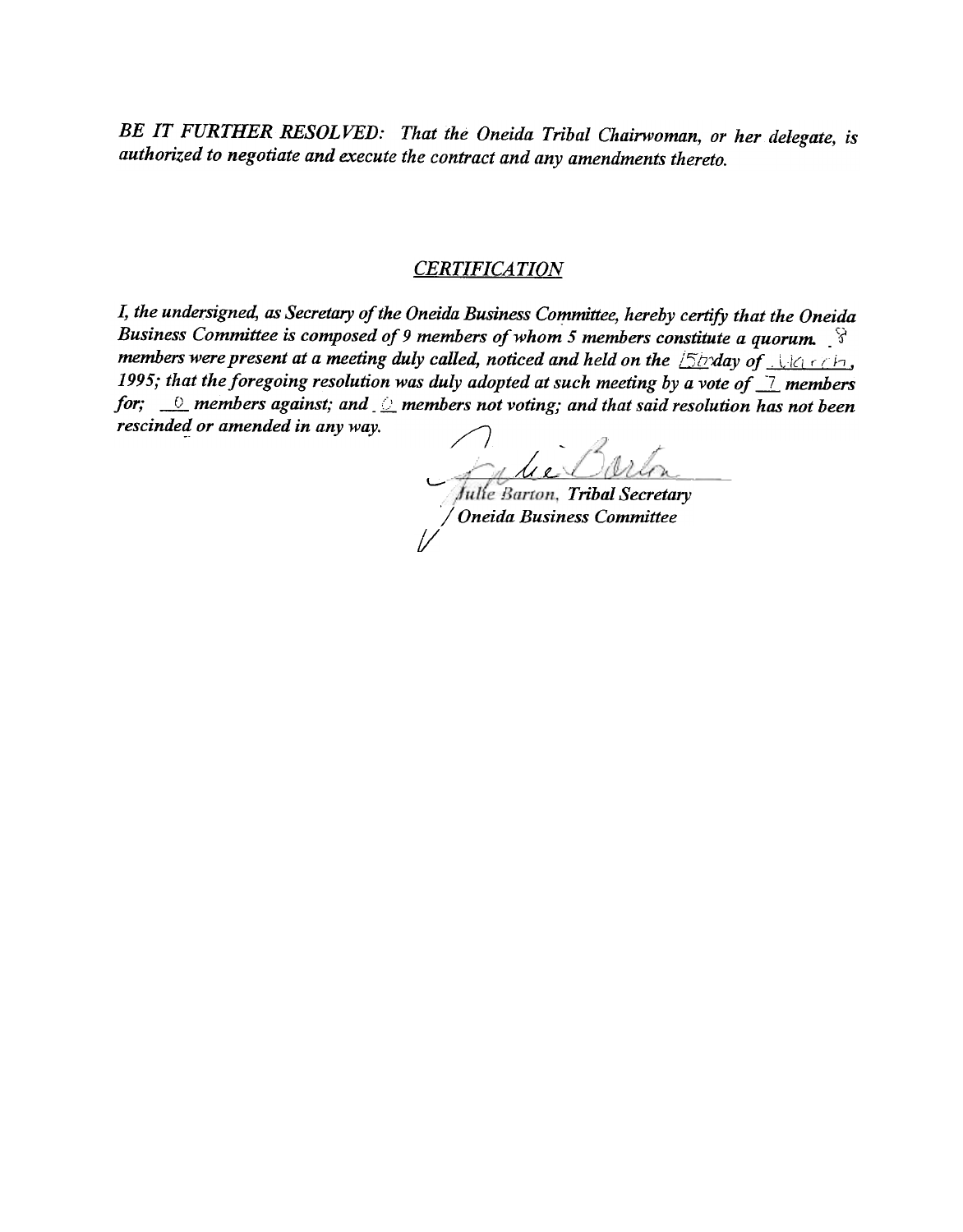*BE IT FURTHER RESOLVED: That the Oneida Tribal Chairwoman, or her delegate, is authorized to negotiate and execute the contract and any amendments thereto.*

## *CERTIFICATION*

*I, the undersigned, as Secretary of the Oneida Business Committee, hereby certify that the Oneida Business Committee is composed of 9 members of whom 5 members constitute a quorum.* 8 *members were present at a meeting duly called, noticed and held on the* 15th *day of* March, *1995; that the foregoing resolution was duly adopted at such meeting by a vote of* 7 *members for;* 0 *members against; and* 0 *members not voting; and that said resolution has not been rescinded or amended in any way.*

Julie Barton

Julie Barton, *Tribal Secretary*
*Oneida Business Committee*